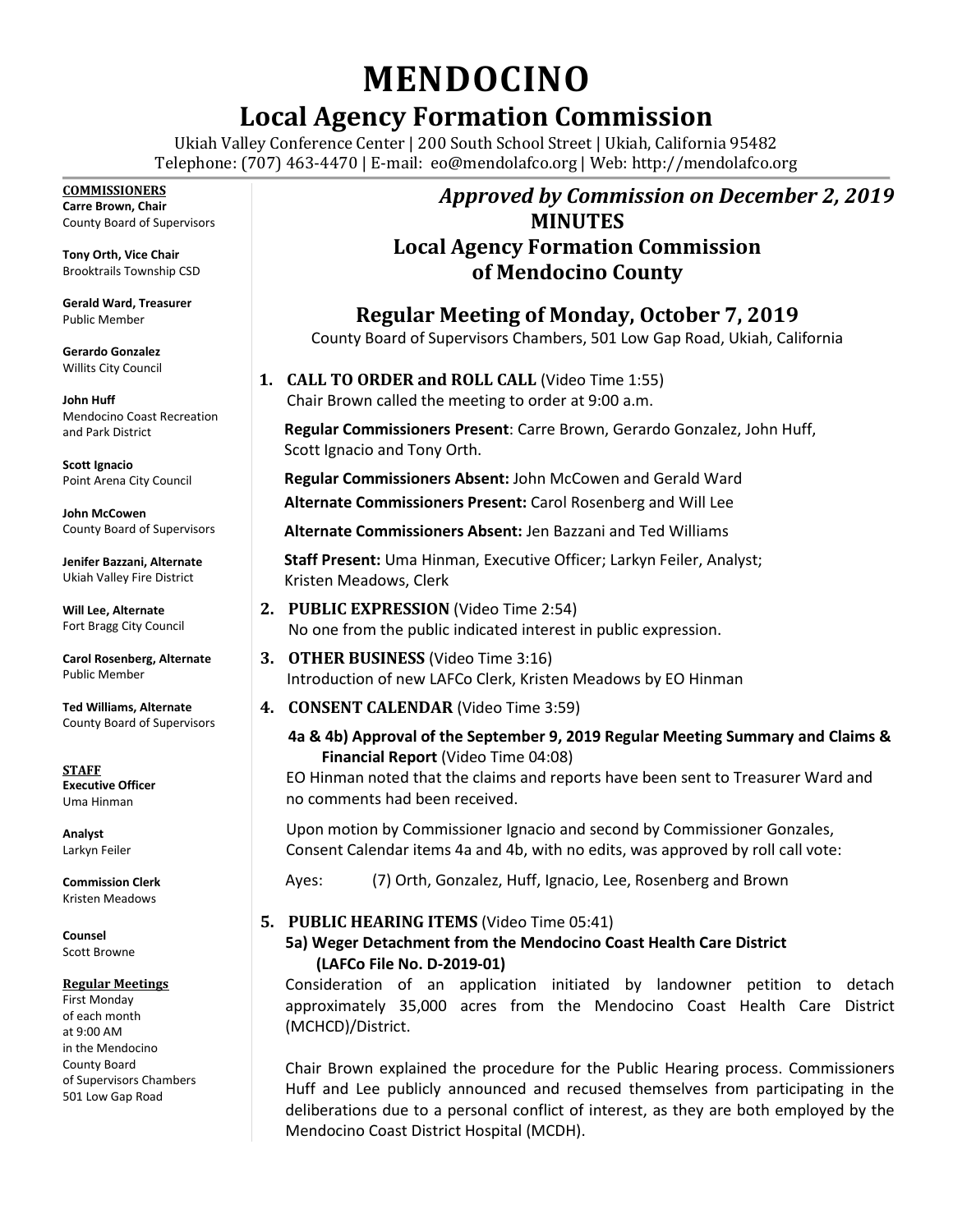# MENDOCINO

## Local Agency Formation Commission

Ukiah Valley Conference Center | 200 South School Street | Ukiah, California 95482
Telephone: (707) 463-4470 | E-mail: eo@mendolafco.org | Web: http://mendolafco.org

**COMMISSIONERS**

**Carre Brown, Chair**
County Board of Supervisors

**Tony Orth, Vice Chair**
Brooktrails Township CSD

**Gerald Ward, Treasurer**
Public Member

**Gerardo Gonzalez**
Willits City Council

**John Huff**
Mendocino Coast Recreation and Park District

**Scott Ignacio**
Point Arena City Council

**John McCowen**
County Board of Supervisors

**Jenifer Bazzani, Alternate**
Ukiah Valley Fire District

**Will Lee, Alternate**
Fort Bragg City Council

**Carol Rosenberg, Alternate**
Public Member

**Ted Williams, Alternate**
County Board of Supervisors

**STAFF**

**Executive Officer**
Uma Hinman

**Analyst**
Larkyn Feiler

**Commission Clerk**
Kristen Meadows

**Counsel**
Scott Browne

**Regular Meetings**
First Monday of each month at 9:00 AM in the Mendocino County Board of Supervisors Chambers 501 Low Gap Road

*Approved by Commission on December 2, 2019*

## MINUTES
## Local Agency Formation Commission of Mendocino County

## Regular Meeting of Monday, October 7, 2019

County Board of Supervisors Chambers, 501 Low Gap Road, Ukiah, California

**1. CALL TO ORDER and ROLL CALL** (Video Time 1:55)
Chair Brown called the meeting to order at 9:00 a.m.

**Regular Commissioners Present**: Carre Brown, Gerardo Gonzalez, John Huff, Scott Ignacio and Tony Orth.

**Regular Commissioners Absent:** John McCowen and Gerald Ward

**Alternate Commissioners Present:** Carol Rosenberg and Will Lee

**Alternate Commissioners Absent:** Jen Bazzani and Ted Williams

**Staff Present:** Uma Hinman, Executive Officer; Larkyn Feiler, Analyst; Kristen Meadows, Clerk

**2. PUBLIC EXPRESSION** (Video Time 2:54)
No one from the public indicated interest in public expression.

**3. OTHER BUSINESS** (Video Time 3:16)
Introduction of new LAFCo Clerk, Kristen Meadows by EO Hinman

**4. CONSENT CALENDAR** (Video Time 3:59)

**4a & 4b) Approval of the September 9, 2019 Regular Meeting Summary and Claims & Financial Report** (Video Time 04:08)

EO Hinman noted that the claims and reports have been sent to Treasurer Ward and no comments had been received.

Upon motion by Commissioner Ignacio and second by Commissioner Gonzales, Consent Calendar items 4a and 4b, with no edits, was approved by roll call vote:

Ayes: (7) Orth, Gonzalez, Huff, Ignacio, Lee, Rosenberg and Brown

**5. PUBLIC HEARING ITEMS** (Video Time 05:41)

**5a) Weger Detachment from the Mendocino Coast Health Care District (LAFCo File No. D-2019-01)**

Consideration of an application initiated by landowner petition to detach approximately 35,000 acres from the Mendocino Coast Health Care District (MCHCD)/District.

Chair Brown explained the procedure for the Public Hearing process. Commissioners Huff and Lee publicly announced and recused themselves from participating in the deliberations due to a personal conflict of interest, as they are both employed by the Mendocino Coast District Hospital (MCDH).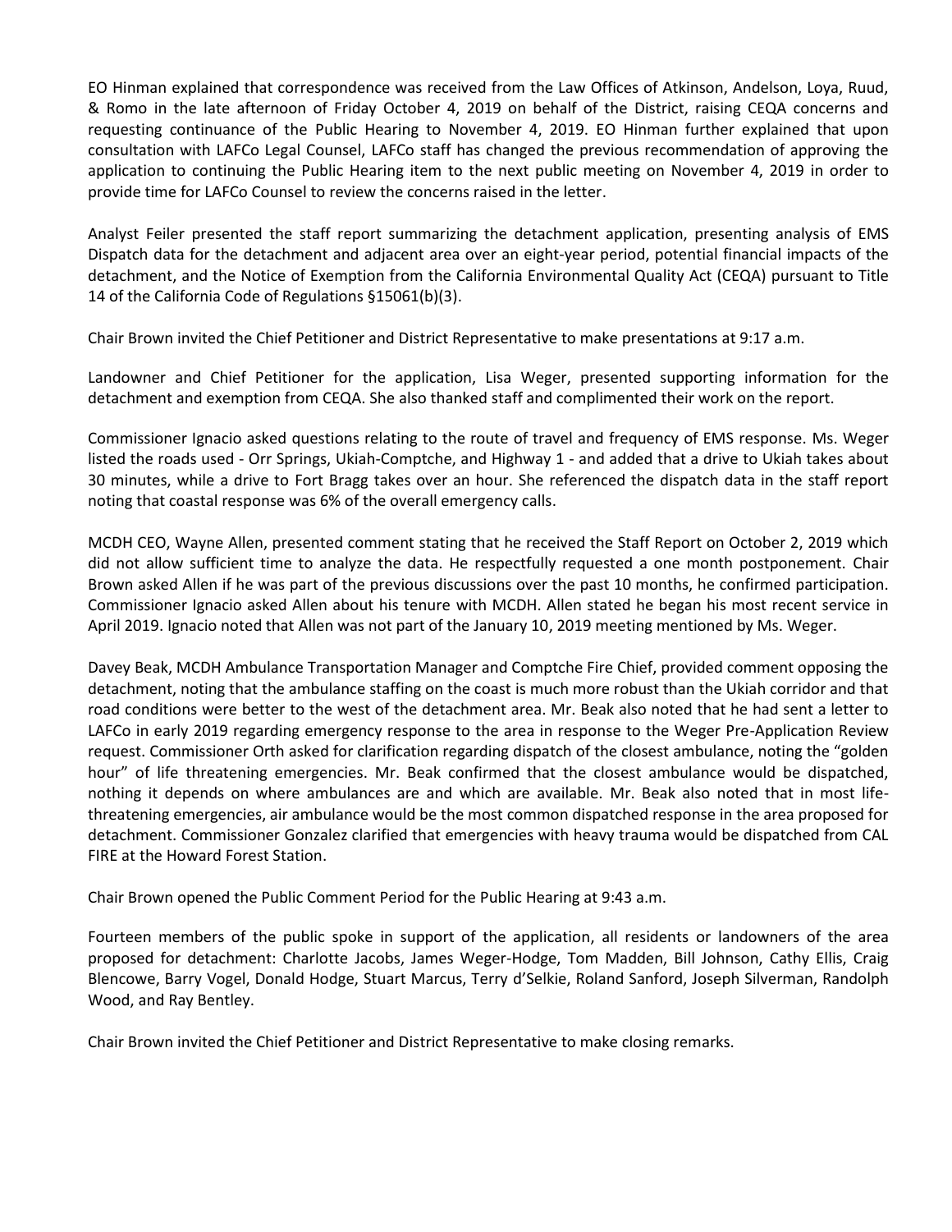EO Hinman explained that correspondence was received from the Law Offices of Atkinson, Andelson, Loya, Ruud, & Romo in the late afternoon of Friday October 4, 2019 on behalf of the District, raising CEQA concerns and requesting continuance of the Public Hearing to November 4, 2019. EO Hinman further explained that upon consultation with LAFCo Legal Counsel, LAFCo staff has changed the previous recommendation of approving the application to continuing the Public Hearing item to the next public meeting on November 4, 2019 in order to provide time for LAFCo Counsel to review the concerns raised in the letter.

Analyst Feiler presented the staff report summarizing the detachment application, presenting analysis of EMS Dispatch data for the detachment and adjacent area over an eight-year period, potential financial impacts of the detachment, and the Notice of Exemption from the California Environmental Quality Act (CEQA) pursuant to Title 14 of the California Code of Regulations §15061(b)(3).

Chair Brown invited the Chief Petitioner and District Representative to make presentations at 9:17 a.m.

Landowner and Chief Petitioner for the application, Lisa Weger, presented supporting information for the detachment and exemption from CEQA. She also thanked staff and complimented their work on the report.

Commissioner Ignacio asked questions relating to the route of travel and frequency of EMS response. Ms. Weger listed the roads used - Orr Springs, Ukiah-Comptche, and Highway 1 - and added that a drive to Ukiah takes about 30 minutes, while a drive to Fort Bragg takes over an hour. She referenced the dispatch data in the staff report noting that coastal response was 6% of the overall emergency calls.

MCDH CEO, Wayne Allen, presented comment stating that he received the Staff Report on October 2, 2019 which did not allow sufficient time to analyze the data. He respectfully requested a one month postponement. Chair Brown asked Allen if he was part of the previous discussions over the past 10 months, he confirmed participation. Commissioner Ignacio asked Allen about his tenure with MCDH. Allen stated he began his most recent service in April 2019. Ignacio noted that Allen was not part of the January 10, 2019 meeting mentioned by Ms. Weger.

Davey Beak, MCDH Ambulance Transportation Manager and Comptche Fire Chief, provided comment opposing the detachment, noting that the ambulance staffing on the coast is much more robust than the Ukiah corridor and that road conditions were better to the west of the detachment area. Mr. Beak also noted that he had sent a letter to LAFCo in early 2019 regarding emergency response to the area in response to the Weger Pre-Application Review request. Commissioner Orth asked for clarification regarding dispatch of the closest ambulance, noting the "golden hour" of life threatening emergencies. Mr. Beak confirmed that the closest ambulance would be dispatched, nothing it depends on where ambulances are and which are available. Mr. Beak also noted that in most life-threatening emergencies, air ambulance would be the most common dispatched response in the area proposed for detachment. Commissioner Gonzalez clarified that emergencies with heavy trauma would be dispatched from CAL FIRE at the Howard Forest Station.

Chair Brown opened the Public Comment Period for the Public Hearing at 9:43 a.m.

Fourteen members of the public spoke in support of the application, all residents or landowners of the area proposed for detachment: Charlotte Jacobs, James Weger-Hodge, Tom Madden, Bill Johnson, Cathy Ellis, Craig Blencowe, Barry Vogel, Donald Hodge, Stuart Marcus, Terry d'Selkie, Roland Sanford, Joseph Silverman, Randolph Wood, and Ray Bentley.

Chair Brown invited the Chief Petitioner and District Representative to make closing remarks.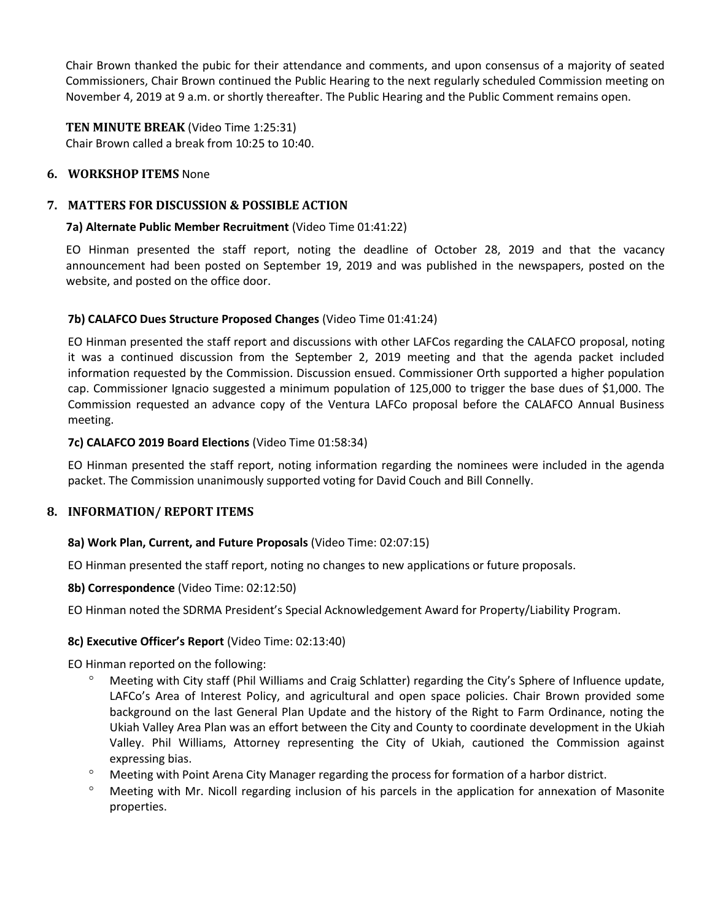Chair Brown thanked the pubic for their attendance and comments, and upon consensus of a majority of seated Commissioners, Chair Brown continued the Public Hearing to the next regularly scheduled Commission meeting on November 4, 2019 at 9 a.m. or shortly thereafter. The Public Hearing and the Public Comment remains open.

**TEN MINUTE BREAK** (Video Time 1:25:31)
Chair Brown called a break from 10:25 to 10:40.

## 6. WORKSHOP ITEMS None

## 7. MATTERS FOR DISCUSSION & POSSIBLE ACTION

**7a) Alternate Public Member Recruitment** (Video Time 01:41:22)

EO Hinman presented the staff report, noting the deadline of October 28, 2019 and that the vacancy announcement had been posted on September 19, 2019 and was published in the newspapers, posted on the website, and posted on the office door.

**7b) CALAFCO Dues Structure Proposed Changes** (Video Time 01:41:24)

EO Hinman presented the staff report and discussions with other LAFCos regarding the CALAFCO proposal, noting it was a continued discussion from the September 2, 2019 meeting and that the agenda packet included information requested by the Commission. Discussion ensued. Commissioner Orth supported a higher population cap. Commissioner Ignacio suggested a minimum population of 125,000 to trigger the base dues of $1,000. The Commission requested an advance copy of the Ventura LAFCo proposal before the CALAFCO Annual Business meeting.

**7c) CALAFCO 2019 Board Elections** (Video Time 01:58:34)

EO Hinman presented the staff report, noting information regarding the nominees were included in the agenda packet. The Commission unanimously supported voting for David Couch and Bill Connelly.

## 8. INFORMATION/ REPORT ITEMS

**8a) Work Plan, Current, and Future Proposals** (Video Time: 02:07:15)

EO Hinman presented the staff report, noting no changes to new applications or future proposals.

**8b) Correspondence** (Video Time: 02:12:50)

EO Hinman noted the SDRMA President's Special Acknowledgement Award for Property/Liability Program.

**8c) Executive Officer's Report** (Video Time: 02:13:40)

EO Hinman reported on the following:

- Meeting with City staff (Phil Williams and Craig Schlatter) regarding the City's Sphere of Influence update, LAFCo's Area of Interest Policy, and agricultural and open space policies. Chair Brown provided some background on the last General Plan Update and the history of the Right to Farm Ordinance, noting the Ukiah Valley Area Plan was an effort between the City and County to coordinate development in the Ukiah Valley. Phil Williams, Attorney representing the City of Ukiah, cautioned the Commission against expressing bias.
- Meeting with Point Arena City Manager regarding the process for formation of a harbor district.
- Meeting with Mr. Nicoll regarding inclusion of his parcels in the application for annexation of Masonite properties.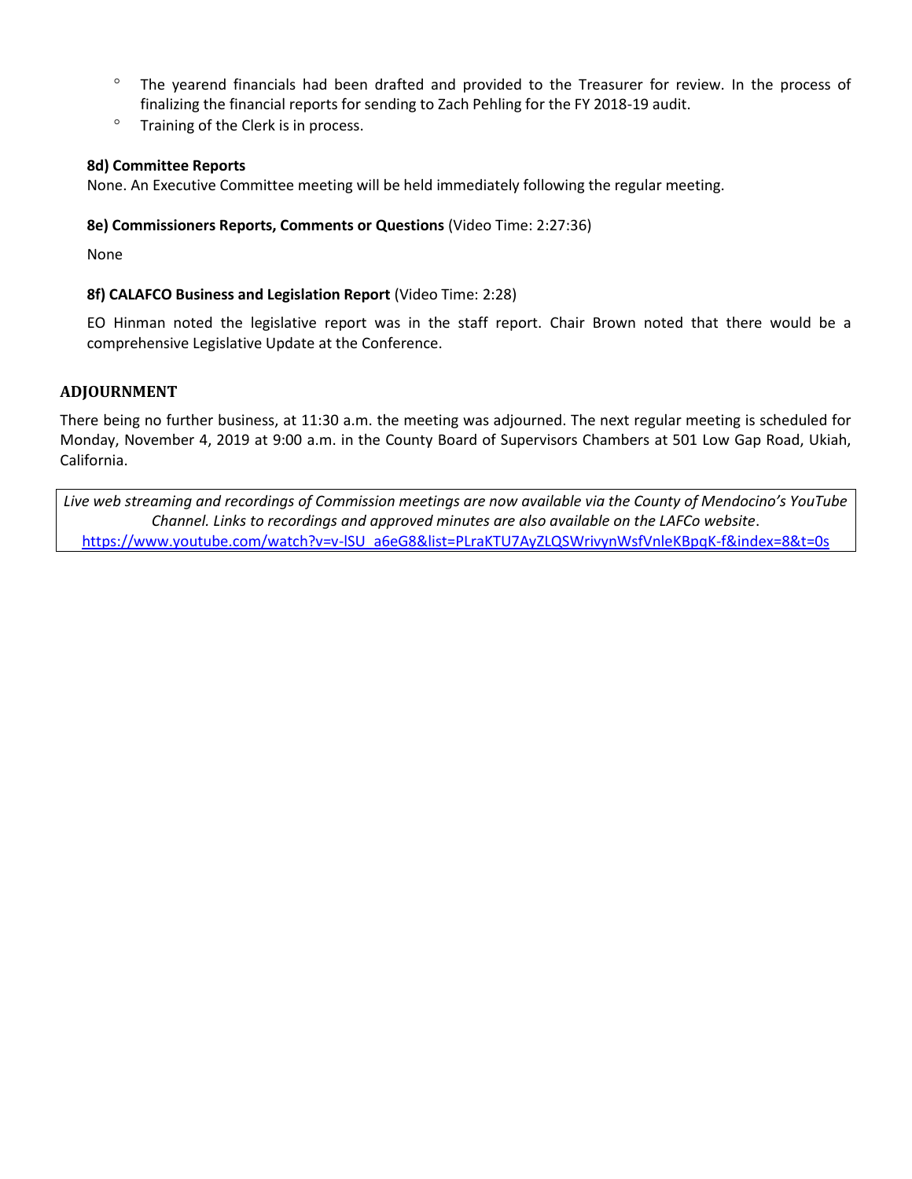- The yearend financials had been drafted and provided to the Treasurer for review. In the process of finalizing the financial reports for sending to Zach Pehling for the FY 2018-19 audit.
- Training of the Clerk is in process.

**8d) Committee Reports**

None. An Executive Committee meeting will be held immediately following the regular meeting.

**8e) Commissioners Reports, Comments or Questions** (Video Time: 2:27:36)

None

**8f) CALAFCO Business and Legislation Report** (Video Time: 2:28)

EO Hinman noted the legislative report was in the staff report. Chair Brown noted that there would be a comprehensive Legislative Update at the Conference.

## ADJOURNMENT

There being no further business, at 11:30 a.m. the meeting was adjourned. The next regular meeting is scheduled for Monday, November 4, 2019 at 9:00 a.m. in the County Board of Supervisors Chambers at 501 Low Gap Road, Ukiah, California.

*Live web streaming and recordings of Commission meetings are now available via the County of Mendocino's YouTube Channel. Links to recordings and approved minutes are also available on the LAFCo website.*
https://www.youtube.com/watch?v=v-lSU_a6eG8&list=PLraKTU7AyZLQSWrivynWsfVnleKBpqK-f&index=8&t=0s